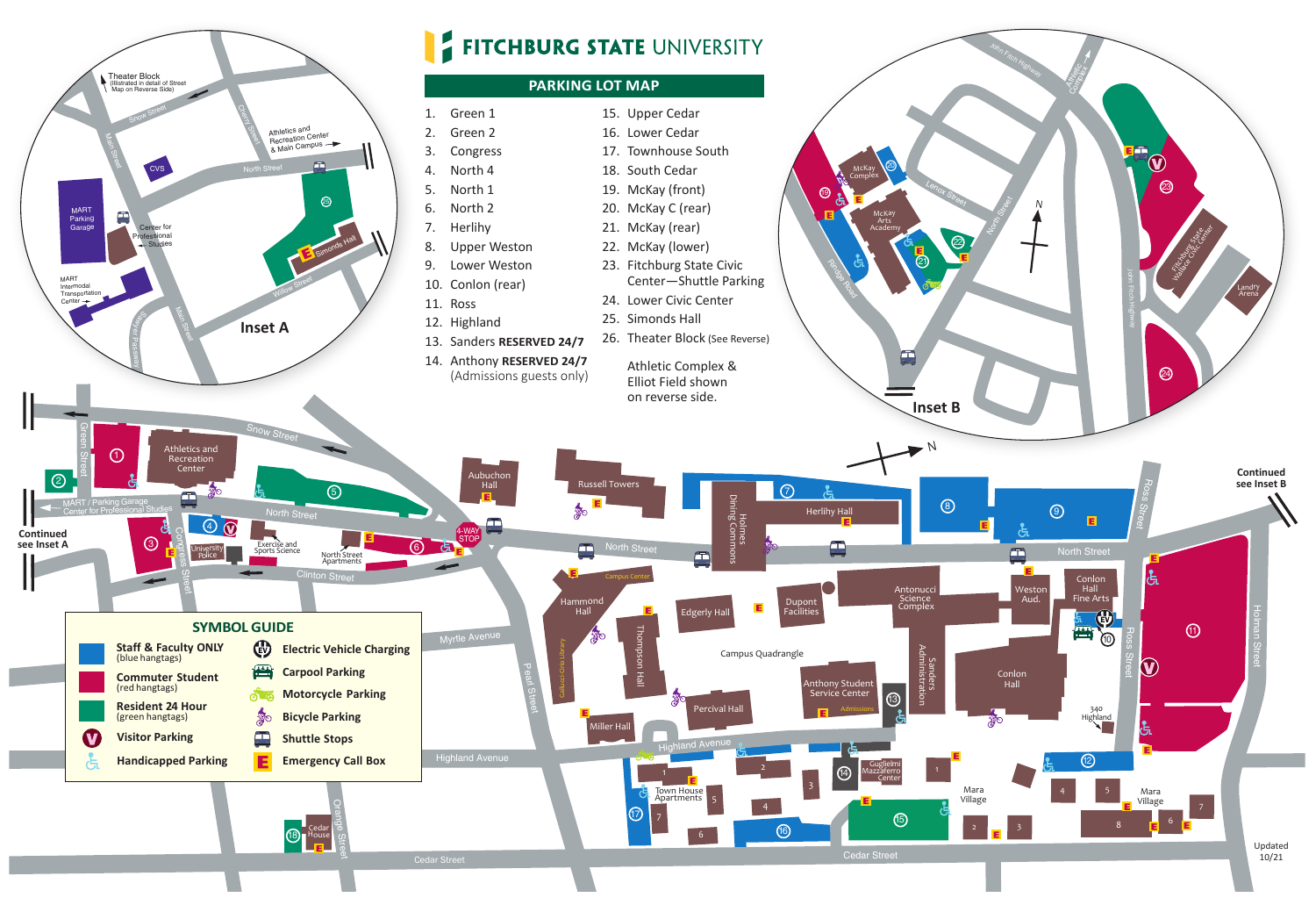# FITCHBURG STATE UNIVERSITY

## PARKING LOT MAP

1. Green 1
2. Green 2
3. Congress
4. North 4
5. North 1
6. North 2
7. Herlihy
8. Upper Weston
9. Lower Weston
10. Conlon (rear)
11. Ross
12. Highland
13. Sanders **RESERVED 24/7**
14. Anthony **RESERVED 24/7** (Admissions guests only)
15. Upper Cedar
16. Lower Cedar
17. Townhouse South
18. South Cedar
19. McKay (front)
20. McKay C (rear)
21. McKay (rear)
22. McKay (lower)
23. Fitchburg State Civic Center—Shuttle Parking
24. Lower Civic Center
25. Simonds Hall
26. Theater Block (See Reverse)

Athletic Complex & Elliot Field shown on reverse side.

## SYMBOL GUIDE

| | |
|---|---|
| Staff & Faculty ONLY (blue hangtags) | Electric Vehicle Charging |
| Commuter Student (red hangtags) | Carpool Parking |
| Resident 24 Hour (green hangtags) | Motorcycle Parking |
| Visitor Parking | Bicycle Parking |
| Handicapped Parking | Shuttle Stops |
| | Emergency Call Box |

Inset A

Inset B

Continued see Inset A

Continued see Inset B

Updated 10/21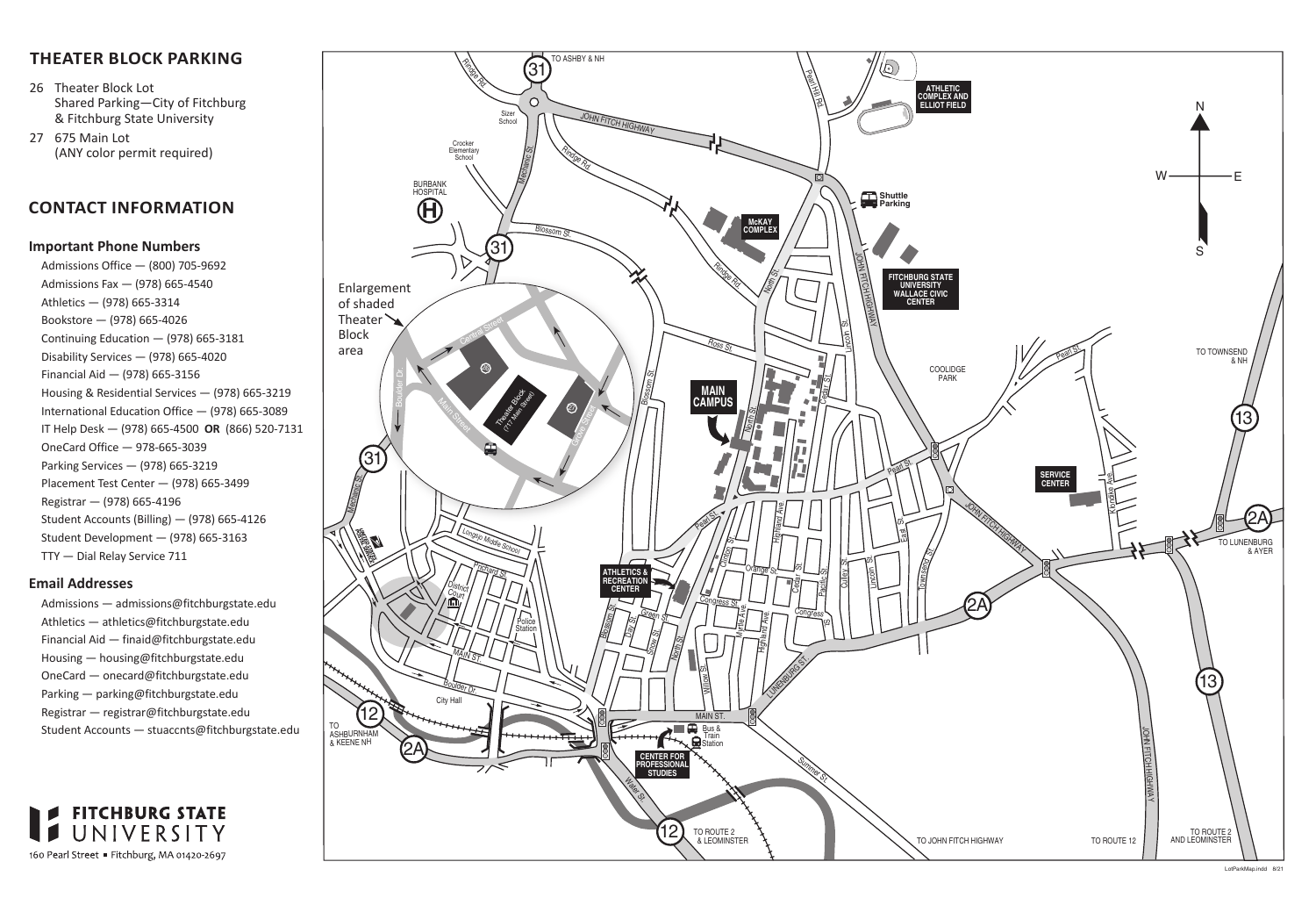## THEATER BLOCK PARKING

26 Theater Block Lot
Shared Parking—City of Fitchburg & Fitchburg State University

27 675 Main Lot
(ANY color permit required)

## CONTACT INFORMATION

### Important Phone Numbers

Admissions Office — (800) 705-9692
Admissions Fax — (978) 665-4540
Athletics — (978) 665-3314
Bookstore — (978) 665-4026
Continuing Education — (978) 665-3181
Disability Services — (978) 665-4020
Financial Aid — (978) 665-3156
Housing & Residential Services — (978) 665-3219
International Education Office — (978) 665-3089
IT Help Desk — (978) 665-4500 **OR** (866) 520-7131
OneCard Office — 978-665-3039
Parking Services — (978) 665-3219
Placement Test Center — (978) 665-3499
Registrar — (978) 665-4196
Student Accounts (Billing) — (978) 665-4126
Student Development — (978) 665-3163
TTY — Dial Relay Service 711

### Email Addresses

Admissions — admissions@fitchburgstate.edu
Athletics — athletics@fitchburgstate.edu
Financial Aid — finaid@fitchburgstate.edu
Housing — housing@fitchburgstate.edu
OneCard — onecard@fitchburgstate.edu
Parking — parking@fitchburgstate.edu
Registrar — registrar@fitchburgstate.edu
Student Accounts — stuaccnts@fitchburgstate.edu

**FITCHBURG STATE UNIVERSITY**
160 Pearl Street ▪ Fitchburg, MA 01420-2697

Enlargement of shaded Theater Block area

Central Street
Boulder Dr.
Main Street
Theater Block (717 Main Street)
Grove Street
26
27

TO ASHBY & NH
31
Rindge Rd.
Sizer School
Crocker Elementary School
Mechanic St.
JOHN FITCH HIGHWAY
Rindge Rd.
BURBANK HOSPITAL
Blossom St.
Pearl Hill Rd.
ATHLETIC COMPLEX AND ELLIOT FIELD
Shuttle Parking
McKAY COMPLEX
FITCHBURG STATE UNIVERSITY WALLACE CIVIC CENTER
JOHN FITCH HIGHWAY
Ross St.
COOLIDGE PARK
Pearl St.
TO TOWNSEND & NH
13
MAIN CAMPUS
North St.
Cedar St.
Lincoln St.
SERVICE CENTER
Klondike Ave.
2A
TO LUNENBURG & AYER
Longsjo Middle School
Prichard St.
District Court
Police Station
ATHLETICS & RECREATION CENTER
Clinton St.
Highland Ave.
Orange St.
Pacific St.
Congress St.
Green St.
Day St.
Snow St.
Myrtle Ave.
Willow St.
LUNENBURG ST.
MAIN ST.
Boulder Dr.
City Hall
12
TO ASHBURNHAM & KEENE NH
Bus & Train Station
CENTER FOR PROFESSIONAL STUDIES
Water St.
Summer St.
TO ROUTE 2 & LEOMINSTER
TO JOHN FITCH HIGHWAY
TO ROUTE 12
TO ROUTE 2 AND LEOMINSTER
N
W
E
S

LotParkMap.indd 8/21